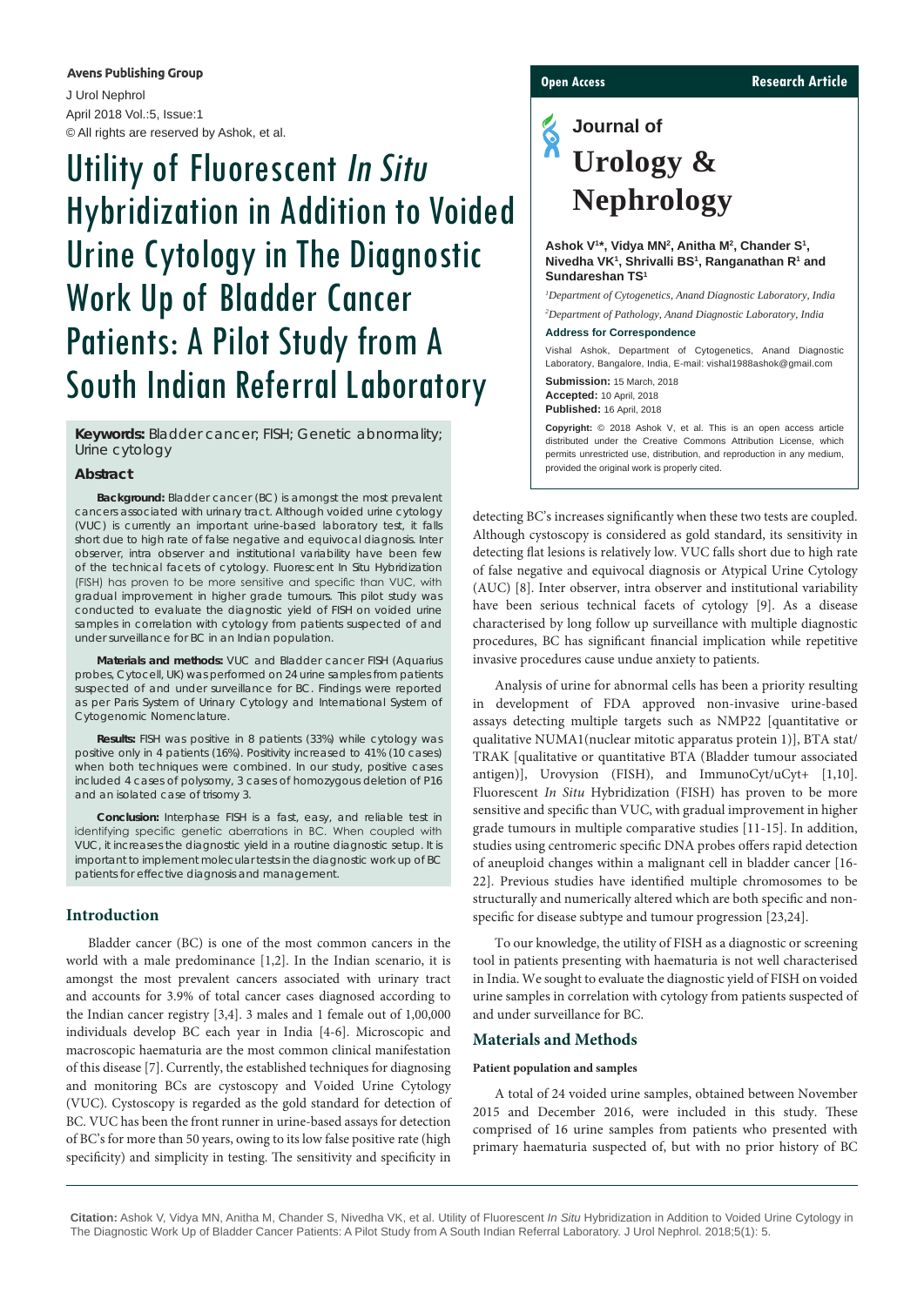# Utility of Fluorescent *In Situ* Hybridization in Addition to Voided Urine Cytology in The Diagnostic Work Up of Bladder Cancer Patients: A Pilot Study from A South Indian Referral Laboratory

**Ashok V[1]*, Vidya MN[2], Anitha M[2], Chander S[1], Nivedha VK[1], Shrivalli BS[1], Ranganathan R[1] and Sundareshan TS[1]**

[1]*Department of Cytogenetics, Anand Diagnostic Laboratory, India*

[2]*Department of Pathology, Anand Diagnostic Laboratory, India*

**Address for Correspondence**

Vishal Ashok, Department of Cytogenetics, Anand Diagnostic Laboratory, Bangalore, India, E-mail: vishal1988ashok@gmail.com

**Submission:** 15 March, 2018
**Accepted:** 10 April, 2018
**Published:** 16 April, 2018

**Copyright:** © 2018 Ashok V, et al. This is an open access article distributed under the Creative Commons Attribution License, which permits unrestricted use, distribution, and reproduction in any medium, provided the original work is properly cited.

**Keywords:** Bladder cancer; FISH; Genetic abnormality; Urine cytology

## Abstract

**Background:** Bladder cancer (BC) is amongst the most prevalent cancers associated with urinary tract. Although voided urine cytology (VUC) is currently an important urine-based laboratory test, it falls short due to high rate of false negative and equivocal diagnosis. Inter observer, intra observer and institutional variability have been few of the technical facets of cytology. Fluorescent In Situ Hybridization (FISH) has proven to be more sensitive and specific than VUC, with gradual improvement in higher grade tumours. This pilot study was conducted to evaluate the diagnostic yield of FISH on voided urine samples in correlation with cytology from patients suspected of and under surveillance for BC in an Indian population.

**Materials and methods:** VUC and Bladder cancer FISH (Aquarius probes, Cytocell, UK) was performed on 24 urine samples from patients suspected of and under surveillance for BC. Findings were reported as per Paris System of Urinary Cytology and International System of Cytogenomic Nomenclature.

**Results:** FISH was positive in 8 patients (33%) while cytology was positive only in 4 patients (16%). Positivity increased to 41% (10 cases) when both techniques were combined. In our study, positive cases included 4 cases of polysomy, 3 cases of homozygous deletion of P16 and an isolated case of trisomy 3.

**Conclusion:** Interphase FISH is a fast, easy, and reliable test in identifying specific genetic aberrations in BC. When coupled with VUC, it increases the diagnostic yield in a routine diagnostic setup. It is important to implement molecular tests in the diagnostic work up of BC patients for effective diagnosis and management.

## Introduction

Bladder cancer (BC) is one of the most common cancers in the world with a male predominance [1,2]. In the Indian scenario, it is amongst the most prevalent cancers associated with urinary tract and accounts for 3.9% of total cancer cases diagnosed according to the Indian cancer registry [3,4]. 3 males and 1 female out of 1,00,000 individuals develop BC each year in India [4-6]. Microscopic and macroscopic haematuria are the most common clinical manifestation of this disease [7]. Currently, the established techniques for diagnosing and monitoring BCs are cystoscopy and Voided Urine Cytology (VUC). Cystoscopy is regarded as the gold standard for detection of BC. VUC has been the front runner in urine-based assays for detection of BC's for more than 50 years, owing to its low false positive rate (high specificity) and simplicity in testing. The sensitivity and specificity in detecting BC's increases significantly when these two tests are coupled. Although cystoscopy is considered as gold standard, its sensitivity in detecting flat lesions is relatively low. VUC falls short due to high rate of false negative and equivocal diagnosis or Atypical Urine Cytology (AUC) [8]. Inter observer, intra observer and institutional variability have been serious technical facets of cytology [9]. As a disease characterised by long follow up surveillance with multiple diagnostic procedures, BC has significant financial implication while repetitive invasive procedures cause undue anxiety to patients.

Analysis of urine for abnormal cells has been a priority resulting in development of FDA approved non-invasive urine-based assays detecting multiple targets such as NMP22 [quantitative or qualitative NUMA1(nuclear mitotic apparatus protein 1)], BTA stat/TRAK [qualitative or quantitative BTA (Bladder tumour associated antigen)], Urovysion (FISH), and ImmunoCyt/uCyt+ [1,10]. Fluorescent *In Situ* Hybridization (FISH) has proven to be more sensitive and specific than VUC, with gradual improvement in higher grade tumours in multiple comparative studies [11-15]. In addition, studies using centromeric specific DNA probes offers rapid detection of aneuploid changes within a malignant cell in bladder cancer [16-22]. Previous studies have identified multiple chromosomes to be structurally and numerically altered which are both specific and non-specific for disease subtype and tumour progression [23,24].

To our knowledge, the utility of FISH as a diagnostic or screening tool in patients presenting with haematuria is not well characterised in India. We sought to evaluate the diagnostic yield of FISH on voided urine samples in correlation with cytology from patients suspected of and under surveillance for BC.

## Materials and Methods

### Patient population and samples

A total of 24 voided urine samples, obtained between November 2015 and December 2016, were included in this study. These comprised of 16 urine samples from patients who presented with primary haematuria suspected of, but with no prior history of BC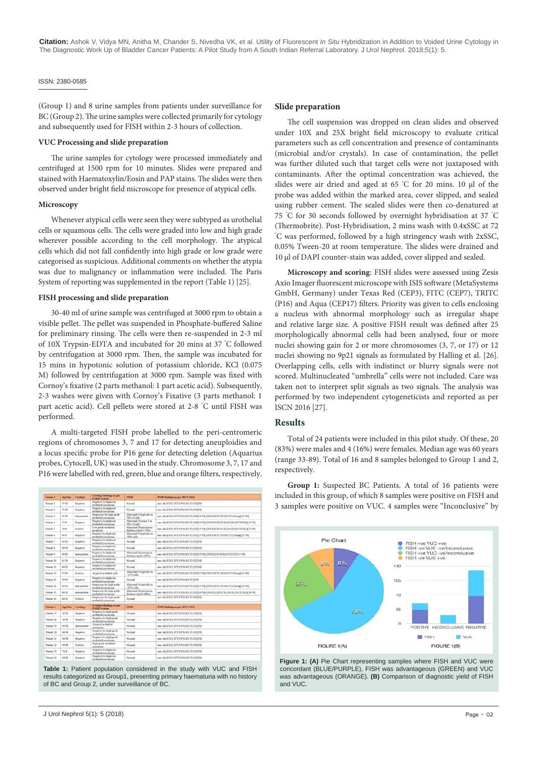(Group 1) and 8 urine samples from patients under surveillance for BC (Group 2). The urine samples were collected primarily for cytology and subsequently used for FISH within 2-3 hours of collection.

### VUC Processing and slide preparation

The urine samples for cytology were processed immediately and centrifuged at 1500 rpm for 10 minutes. Slides were prepared and stained with Haematoxylin/Eosin and PAP stains. The slides were then observed under bright field microscope for presence of atypical cells.

### Microscopy

Whenever atypical cells were seen they were subtyped as urothelial cells or squamous cells. The cells were graded into low and high grade wherever possible according to the cell morphology. The atypical cells which did not fall confidently into high grade or low grade were categorised as suspicious. Additional comments on whether the atypia was due to malignancy or inflammation were included. The Paris System of reporting was supplemented in the report (Table 1) [25].

### FISH processing and slide preparation

30-40 ml of urine sample was centrifuged at 3000 rpm to obtain a visible pellet. The pellet was suspended in Phosphate-buffered Saline for preliminary rinsing. The cells were then re-suspended in 2-3 ml of 10X Trypsin-EDTA and incubated for 20 mins at 37 ˚C followed by centrifugation at 3000 rpm. Then, the sample was incubated for 15 mins in hypotonic solution of potassium chloride, KCl (0.075 M) followed by centrifugation at 3000 rpm. Sample was fixed with Cornoy's fixative (2 parts methanol: 1 part acetic acid). Subsequently, 2-3 washes were given with Cornoy's Fixative (3 parts methanol: 1 part acetic acid). Cell pellets were stored at 2-8 ˚C until FISH was performed.

A multi-targeted FISH probe labelled to the peri-centromeric regions of chromosomes 3, 7 and 17 for detecting aneuploidies and a locus specific probe for P16 gene for detecting deletion (Aquarius probes, Cytocell, UK) was used in the study. Chromosome 3, 7, 17 and P16 were labelled with red, green, blue and orange filters, respectively.

| Group 1 | Age/Sex | Cytology | Cytology findings as per PARIS system | FISH | FISH findings as per ISCN 2016 |
|---|---|---|---|---|---|
| Patient 1 | 57/M | Negative | Negative for high risk urothelial carcinoma | Normal | nuc ish(D3Z1,D7Z1,P16,D17Z1)X2[50] |
| Patient 2 | 76/M | Negative | Negative for high risk urothelial carcinoma | Normal | nuc ish(D3Z1,D7Z1,P16,D17Z1)X2[50] |
| Patient 3 | 81/M | Intermediate | Suspicious for high grade urothelial carcinoma | Abnormal Polyploidy in 50% of cells | nuc ish(D3Z1,D7Z1,P16,D17Z1)X2[25/50],(D3Z1,D7Z1,P16,D17Z1)Xmany[25/50] |
| Patient 4 | 33/F | Negative | Negative for high risk urothelial carcinoma | Abnormal Trisomy 3 in 30% of cells | nuc ish(D3Z1,D7Z1,P16,D17Z1)X2[35/50],(D3Z1)X3,(D7Z1,P16,D17Z1)X2[15/50] |
| Patient 5 | 59/F | Positive | Low grade urothelial neoplasia | Abnormal Homozygous deletion of p16 (30%) | nuc ish(D3Z1,D7Z1,P16,D17Z1)X2[35/50],(D3Z1,D7Z1,D17Z1)X2,(P16)X0[15/50] |
| Patient 6 | 64/F | Negative | Negative for high risk urothelial carcinoma | Abnormal Polyploidy in 50% cells | nuc ish(D3Z1,D7Z1,P16,D17Z1)X2[25/50],(D3Z1,D7Z1,P16,D17Z1)Xmany[25/50] |
| Patient 7 | 61/M | Negative | Negative for high risk urothelial carcinoma | Normal | nuc ish(D3Z1,D7Z1,P16,D17Z1)X2[50] |
| Patient 8 | 89/M | Negative | Negative for high risk urothelial carcinoma | Normal | nuc ish(D3Z1,D7Z1,P16,D17Z1)X2[50] |
| Patient 9 | 81/M | Intermediate | Negative for high risk urothelial carcinoma | Abnormal Hemizygous deletion of p16 (30%) | nuc ish(D3Z1,D7Z1,P16,D17Z1)X2[35/50],(D3Z1,D7Z1,D17Z1)X2,(P16)X1[15/50] |
| Patient 10 | 61/M | Negative | Negative for high risk urothelial carcinoma | Normal | nuc ish(D3Z1,D7Z1,P16,D17Z1)X2[50] |
| Patient 11 | 60/M | Negative | Negative for high risk urothelial carcinoma | Normal | nuc ish(D3Z1,D7Z1,P16,D17Z1)X2[50] |
| Patient 12 | 52/M | Positive | Atypical urothelial cells | Abnormal Polyploidy in ~27% cells | nuc ish(D3Z1,D7Z1,P16,D17Z1)X2[37/50],(D3Z1,D7Z1,P16,D17Z1)Xmany[13/50] |
| Patient 13 | 59/M | Negative | Negative for high risk urothelial carcinoma | Normal | nuc ish(D3Z1,D7Z1,P16,D17Z1)X2[50] |
| Patient 14 | 42/M | Intermediate | Suspicious for high grade urothelial carcinoma | Abnormal Polyploidy in ~25% cells | nuc ish(D3Z1,D7Z1,P16,D17Z1)X2[37/50],(D3Z1,D7Z1,P16,D17Z1)Xmany[13/50] |
| Patient 15 | 60/M | Intermediate | Suspicious for high grade urothelial carcinoma | Abnormal Homozygous deletion of p16 (40%) | nuc ish(D3Z1,D7Z1,P16,D17Z1)X2[30/50],(D3Z1,D7Z1,D17Z1)X2,(P16)X0[20/50] |
| Patient 16 | 60/M | Positive | Suspicious for high grade urothelial carcinoma | Normal | nuc ish(D3Z1,D7Z1,P16,D17Z1)X2[50] |
| **Group 2** | **Age/Sex** | **Cytology** | **Cytology findings as per PARIS system** | **FISH** | **FISH findings as per ISCN 2016** |
| Patient 17 | 41/M | Negative | Negative for high grade urothelial carcinoma | Normal | nuc ish(D3Z1,D7Z1,P16,D17Z1)X2[50] |
| Patient 18 | 46/M | Negative | Negative for high grade urothelial carcinoma | Normal | nuc ish(D3Z1,D7Z1,P16,D17Z1)X2[50] |
| Patient 19 | 69/M | Intermediate | Atypical urothelial carcinoma | Normal | nuc ish(D3Z1,D7Z1,P16,D17Z1)X2[50] |
| Patient 20 | 66/M | Negative | Negative for high grade urothelial carcinoma | Normal | nuc ish(D3Z1,D7Z1,P16,D17Z1)X2[50] |
| Patient 21 | 81/M | Negative | Negative for high grade urothelial carcinoma | Normal | nuc ish(D3Z1,D7Z1,P16,D17Z1)X2[50] |
| Patient 22 | 69/M | Positive | High grade urothelial carcinoma | Normal | nuc ish(D3Z1,D7Z1,P16,D17Z1)X2[50] |
| Patient 23 | 78/F | Negative | Negative for high risk urothelial carcinoma | Normal | nuc ish(D3Z1,D7Z1,P16,D17Z1)X2[50] |
| Patient 24 | 69/M | Negative | Negative for high risk urothelial carcinoma | Normal | nuc ish(D3Z1,D7Z1,P16,D17Z1)X2[50] |

**Table 1:** Patient population considered in the study with VUC and FISH results categorized as Group1, presenting primary haematuria with no history of BC and Group 2, under surveillance of BC.

### Slide preparation

The cell suspension was dropped on clean slides and observed under 10X and 25X bright field microscopy to evaluate critical parameters such as cell concentration and presence of contaminants (microbial and/or crystals). In case of contamination, the pellet was further diluted such that target cells were not juxtaposed with contaminants. After the optimal concentration was achieved, the slides were air dried and aged at 65 ˚C for 20 mins. 10 µl of the probe was added within the marked area, cover slipped, and sealed using rubber cement. The sealed slides were then co-denatured at 75 ˚C for 30 seconds followed by overnight hybridisation at 37 ˚C (Thermobrite). Post-Hybridisation, 2 mins wash with 0.4xSSC at 72 ˚C was performed, followed by a high stringency wash with 2xSSC, 0.05% Tween-20 at room temperature. The slides were drained and 10 µl of DAPI counter-stain was added, cover slipped and sealed.

**Microscopy and scoring**: FISH slides were assessed using Zesis Axio Imager fluorescent microscope with ISIS software (MetaSystems GmbH, Germany) under Texas Red (CEP3), FITC (CEP7), TRITC (P16) and Aqua (CEP17) filters. Priority was given to cells enclosing a nucleus with abnormal morphology such as irregular shape and relative large size. A positive FISH result was defined after 25 morphologically abnormal cells had been analysed, four or more nuclei showing gain for 2 or more chromosomes (3, 7, or 17) or 12 nuclei showing no 9p21 signals as formulated by Halling et al. [26]. Overlapping cells, cells with indistinct or blurry signals were not scored. Multinucleated "umbrella" cells were not included. Care was taken not to interpret split signals as two signals. The analysis was performed by two independent cytogeneticists and reported as per ISCN 2016 [27].

## Results

Total of 24 patients were included in this pilot study. Of these, 20 (83%) were males and 4 (16%) were females. Median age was 60 years (range 33-89). Total of 16 and 8 samples belonged to Group 1 and 2, respectively.

**Group 1:** Suspected BC Patients. A total of 16 patients were included in this group, of which 8 samples were positive on FISH and 3 samples were positive on VUC. 4 samples were "Inconclusive" by

**Figure 1: (A)** Pie Chart representing samples where FISH and VUC were concordant (BLUE/PURPLE), FISH was advantageous (GREEN) and VUC was advantageous (ORANGE). **(B)** Comparison of diagnostic yield of FISH and VUC.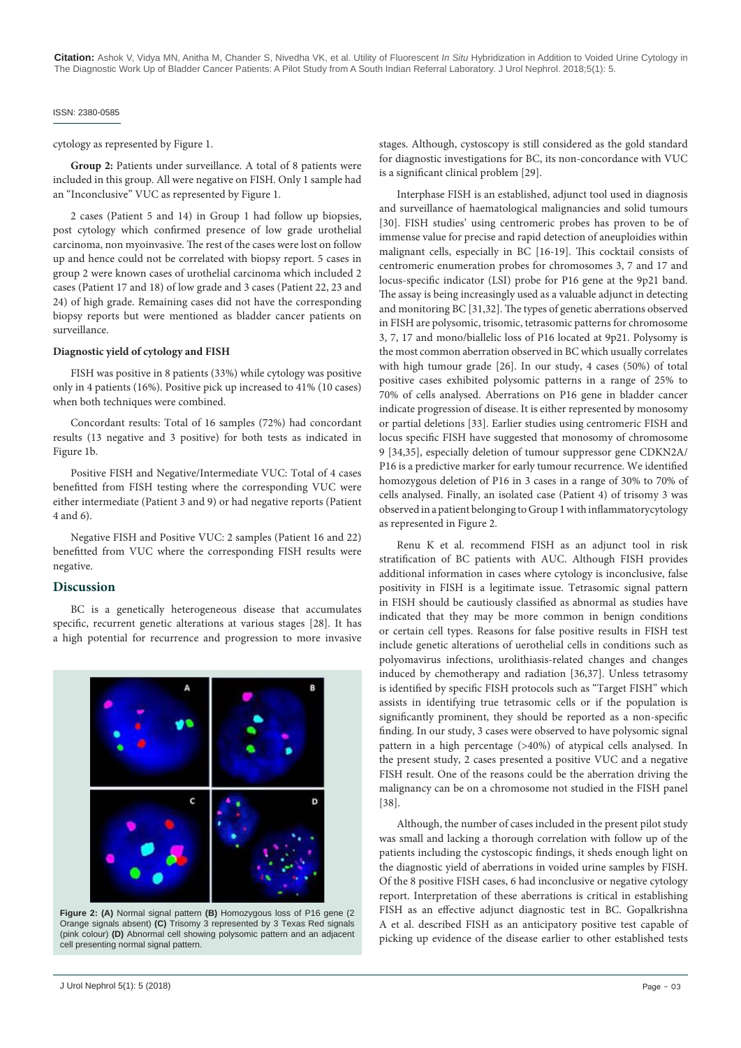cytology as represented by Figure 1.

**Group 2:** Patients under surveillance. A total of 8 patients were included in this group. All were negative on FISH. Only 1 sample had an "Inconclusive" VUC as represented by Figure 1.

2 cases (Patient 5 and 14) in Group 1 had follow up biopsies, post cytology which confirmed presence of low grade urothelial carcinoma, non myoinvasive. The rest of the cases were lost on follow up and hence could not be correlated with biopsy report. 5 cases in group 2 were known cases of urothelial carcinoma which included 2 cases (Patient 17 and 18) of low grade and 3 cases (Patient 22, 23 and 24) of high grade. Remaining cases did not have the corresponding biopsy reports but were mentioned as bladder cancer patients on surveillance.

### Diagnostic yield of cytology and FISH

FISH was positive in 8 patients (33%) while cytology was positive only in 4 patients (16%). Positive pick up increased to 41% (10 cases) when both techniques were combined.

Concordant results: Total of 16 samples (72%) had concordant results (13 negative and 3 positive) for both tests as indicated in Figure 1b.

Positive FISH and Negative/Intermediate VUC: Total of 4 cases benefitted from FISH testing where the corresponding VUC were either intermediate (Patient 3 and 9) or had negative reports (Patient 4 and 6).

Negative FISH and Positive VUC: 2 samples (Patient 16 and 22) benefitted from VUC where the corresponding FISH results were negative.

## Discussion

BC is a genetically heterogeneous disease that accumulates specific, recurrent genetic alterations at various stages [28]. It has a high potential for recurrence and progression to more invasive stages. Although, cystoscopy is still considered as the gold standard for diagnostic investigations for BC, its non-concordance with VUC is a significant clinical problem [29].

**Figure 2: (A)** Normal signal pattern **(B)** Homozygous loss of P16 gene (2 Orange signals absent) **(C)** Trisomy 3 represented by 3 Texas Red signals (pink colour) **(D)** Abnormal cell showing polysomic pattern and an adjacent cell presenting normal signal pattern.

Interphase FISH is an established, adjunct tool used in diagnosis and surveillance of haematological malignancies and solid tumours [30]. FISH studies' using centromeric probes has proven to be of immense value for precise and rapid detection of aneuploidies within malignant cells, especially in BC [16-19]. This cocktail consists of centromeric enumeration probes for chromosomes 3, 7 and 17 and locus-specific indicator (LSI) probe for P16 gene at the 9p21 band. The assay is being increasingly used as a valuable adjunct in detecting and monitoring BC [31,32]. The types of genetic aberrations observed in FISH are polysomic, trisomic, tetrasomic patterns for chromosome 3, 7, 17 and mono/biallelic loss of P16 located at 9p21. Polysomy is the most common aberration observed in BC which usually correlates with high tumour grade [26]. In our study, 4 cases (50%) of total positive cases exhibited polysomic patterns in a range of 25% to 70% of cells analysed. Aberrations on P16 gene in bladder cancer indicate progression of disease. It is either represented by monosomy or partial deletions [33]. Earlier studies using centromeric FISH and locus specific FISH have suggested that monosomy of chromosome 9 [34,35], especially deletion of tumour suppressor gene CDKN2A/P16 is a predictive marker for early tumour recurrence. We identified homozygous deletion of P16 in 3 cases in a range of 30% to 70% of cells analysed. Finally, an isolated case (Patient 4) of trisomy 3 was observed in a patient belonging to Group 1 with inflammatorycytology as represented in Figure 2.

Renu K et al. recommend FISH as an adjunct tool in risk stratification of BC patients with AUC. Although FISH provides additional information in cases where cytology is inconclusive, false positivity in FISH is a legitimate issue. Tetrasomic signal pattern in FISH should be cautiously classified as abnormal as studies have indicated that they may be more common in benign conditions or certain cell types. Reasons for false positive results in FISH test include genetic alterations of uerothelial cells in conditions such as polyomavirus infections, urolithiasis-related changes and changes induced by chemotherapy and radiation [36,37]. Unless tetrasomy is identified by specific FISH protocols such as "Target FISH" which assists in identifying true tetrasomic cells or if the population is significantly prominent, they should be reported as a non-specific finding. In our study, 3 cases were observed to have polysomic signal pattern in a high percentage (>40%) of atypical cells analysed. In the present study, 2 cases presented a positive VUC and a negative FISH result. One of the reasons could be the aberration driving the malignancy can be on a chromosome not studied in the FISH panel [38].

Although, the number of cases included in the present pilot study was small and lacking a thorough correlation with follow up of the patients including the cystoscopic findings, it sheds enough light on the diagnostic yield of aberrations in voided urine samples by FISH. Of the 8 positive FISH cases, 6 had inconclusive or negative cytology report. Interpretation of these aberrations is critical in establishing FISH as an effective adjunct diagnostic test in BC. Gopalkrishna A et al. described FISH as an anticipatory positive test capable of picking up evidence of the disease earlier to other established tests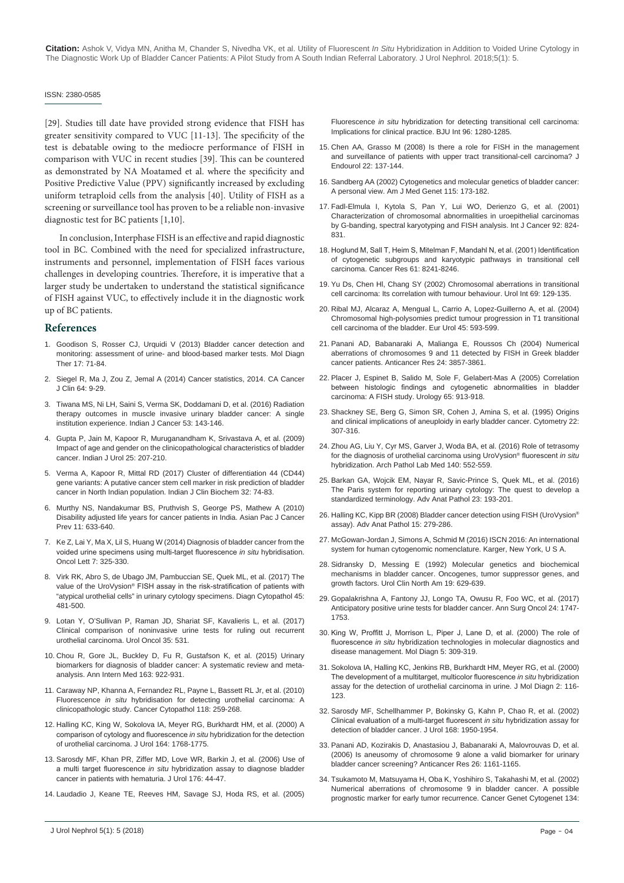[29]. Studies till date have provided strong evidence that FISH has greater sensitivity compared to VUC [11-13]. The specificity of the test is debatable owing to the mediocre performance of FISH in comparison with VUC in recent studies [39]. This can be countered as demonstrated by NA Moatamed et al. where the specificity and Positive Predictive Value (PPV) significantly increased by excluding uniform tetraploid cells from the analysis [40]. Utility of FISH as a screening or surveillance tool has proven to be a reliable non-invasive diagnostic test for BC patients [1,10].

In conclusion, Interphase FISH is an effective and rapid diagnostic tool in BC. Combined with the need for specialized infrastructure, instruments and personnel, implementation of FISH faces various challenges in developing countries. Therefore, it is imperative that a larger study be undertaken to understand the statistical significance of FISH against VUC, to effectively include it in the diagnostic work up of BC patients.

## References

1. Goodison S, Rosser CJ, Urquidi V (2013) Bladder cancer detection and monitoring: assessment of urine- and blood-based marker tests. Mol Diagn Ther 17: 71-84.
2. Siegel R, Ma J, Zou Z, Jemal A (2014) Cancer statistics, 2014. CA Cancer J Clin 64: 9-29.
3. Tiwana MS, Ni LH, Saini S, Verma SK, Doddamani D, et al. (2016) Radiation therapy outcomes in muscle invasive urinary bladder cancer: A single institution experience. Indian J Cancer 53: 143-146.
4. Gupta P, Jain M, Kapoor R, Muruganandham K, Srivastava A, et al. (2009) Impact of age and gender on the clinicopathological characteristics of bladder cancer. Indian J Urol 25: 207-210.
5. Verma A, Kapoor R, Mittal RD (2017) Cluster of differentiation 44 (CD44) gene variants: A putative cancer stem cell marker in risk prediction of bladder cancer in North Indian population. Indian J Clin Biochem 32: 74-83.
6. Murthy NS, Nandakumar BS, Pruthvish S, George PS, Mathew A (2010) Disability adjusted life years for cancer patients in India. Asian Pac J Cancer Prev 11: 633-640.
7. Ke Z, Lai Y, Ma X, Lil S, Huang W (2014) Diagnosis of bladder cancer from the voided urine specimens using multi-target fluorescence *in situ* hybridisation. Oncol Lett 7: 325-330.
8. Virk RK, Abro S, de Ubago JM, Pambuccian SE, Quek ML, et al. (2017) The value of the UroVysion® FISH assay in the risk-stratification of patients with "atypical urothelial cells" in urinary cytology specimens. Diagn Cytopathol 45: 481-500.
9. Lotan Y, O'Sullivan P, Raman JD, Shariat SF, Kavalieris L, et al. (2017) Clinical comparison of noninvasive urine tests for ruling out recurrent urothelial carcinoma. Urol Oncol 35: 531.
10. Chou R, Gore JL, Buckley D, Fu R, Gustafson K, et al. (2015) Urinary biomarkers for diagnosis of bladder cancer: A systematic review and meta-analysis. Ann Intern Med 163: 922-931.
11. Caraway NP, Khanna A, Fernandez RL, Payne L, Bassett RL Jr, et al. (2010) Fluorescence *in situ* hybridisation for detecting urothelial carcinoma: A clinicopathologic study. Cancer Cytopathol 118: 259-268.
12. Halling KC, King W, Sokolova IA, Meyer RG, Burkhardt HM, et al. (2000) A comparison of cytology and fluorescence *in situ* hybridization for the detection of urothelial carcinoma. J Urol 164: 1768-1775.
13. Sarosdy MF, Khan PR, Ziffer MD, Love WR, Barkin J, et al. (2006) Use of a multi target fluorescence *in situ* hybridization assay to diagnose bladder cancer in patients with hematuria. J Urol 176: 44-47.
14. Laudadio J, Keane TE, Reeves HM, Savage SJ, Hoda RS, et al. (2005) Fluorescence *in situ* hybridization for detecting transitional cell carcinoma: Implications for clinical practice. BJU Int 96: 1280-1285.
15. Chen AA, Grasso M (2008) Is there a role for FISH in the management and surveillance of patients with upper tract transitional-cell carcinoma? J Endourol 22: 137-144.
16. Sandberg AA (2002) Cytogenetics and molecular genetics of bladder cancer: A personal view. Am J Med Genet 115: 173-182.
17. Fadl-Elmula I, Kytola S, Pan Y, Lui WO, Derienzo G, et al. (2001) Characterization of chromosomal abnormalities in uroepithelial carcinomas by G-banding, spectral karyotyping and FISH analysis. Int J Cancer 92: 824-831.
18. Hoglund M, Sall T, Heim S, Mitelman F, Mandahl N, et al. (2001) Identification of cytogenetic subgroups and karyotypic pathways in transitional cell carcinoma. Cancer Res 61: 8241-8246.
19. Yu Ds, Chen Hl, Chang SY (2002) Chromosomal aberrations in transitional cell carcinoma: Its correlation with tumour behaviour. Urol Int 69: 129-135.
20. Ribal MJ, Alcaraz A, Mengual L, Carrio A, Lopez-Guillerno A, et al. (2004) Chromosomal high-polysomies predict tumour progression in T1 transitional cell carcinoma of the bladder. Eur Urol 45: 593-599.
21. Panani AD, Babanaraki A, Malianga E, Roussos Ch (2004) Numerical aberrations of chromosomes 9 and 11 detected by FISH in Greek bladder cancer patients. Anticancer Res 24: 3857-3861.
22. Placer J, Espinet B, Salido M, Sole F, Gelabert-Mas A (2005) Correlation between histologic findings and cytogenetic abnormalities in bladder carcinoma: A FISH study. Urology 65: 913-918.
23. Shackney SE, Berg G, Simon SR, Cohen J, Amina S, et al. (1995) Origins and clinical implications of aneuploidy in early bladder cancer. Cytometry 22: 307-316.
24. Zhou AG, Liu Y, Cyr MS, Garver J, Woda BA, et al. (2016) Role of tetrasomy for the diagnosis of urothelial carcinoma using UroVysion® fluorescent *in situ* hybridization. Arch Pathol Lab Med 140: 552-559.
25. Barkan GA, Wojcik EM, Nayar R, Savic-Prince S, Quek ML, et al. (2016) The Paris system for reporting urinary cytology: The quest to develop a standardized terminology. Adv Anat Pathol 23: 193-201.
26. Halling KC, Kipp BR (2008) Bladder cancer detection using FISH (UroVysion® assay). Adv Anat Pathol 15: 279-286.
27. McGowan-Jordan J, Simons A, Schmid M (2016) ISCN 2016: An international system for human cytogenomic nomenclature. Karger, New York, U S A.
28. Sidransky D, Messing E (1992) Molecular genetics and biochemical mechanisms in bladder cancer. Oncogenes, tumor suppressor genes, and growth factors. Urol Clin North Am 19: 629-639.
29. Gopalakrishna A, Fantony JJ, Longo TA, Owusu R, Foo WC, et al. (2017) Anticipatory positive urine tests for bladder cancer. Ann Surg Oncol 24: 1747-1753.
30. King W, Proffitt J, Morrison L, Piper J, Lane D, et al. (2000) The role of fluorescence *in situ* hybridization technologies in molecular diagnostics and disease management. Mol Diagn 5: 309-319.
31. Sokolova IA, Halling KC, Jenkins RB, Burkhardt HM, Meyer RG, et al. (2000) The development of a multitarget, multicolor fluorescence *in situ* hybridization assay for the detection of urothelial carcinoma in urine. J Mol Diagn 2: 116-123.
32. Sarosdy MF, Schellhammer P, Bokinsky G, Kahn P, Chao R, et al. (2002) Clinical evaluation of a multi-target fluorescent *in situ* hybridization assay for detection of bladder cancer. J Urol 168: 1950-1954.
33. Panani AD, Kozirakis D, Anastasiou J, Babanaraki A, Malovrouvas D, et al. (2006) Is aneusomy of chromosome 9 alone a valid biomarker for urinary bladder cancer screening? Anticancer Res 26: 1161-1165.
34. Tsukamoto M, Matsuyama H, Oba K, Yoshihiro S, Takahashi M, et al. (2002) Numerical aberrations of chromosome 9 in bladder cancer. A possible prognostic marker for early tumor recurrence. Cancer Genet Cytogenet 134: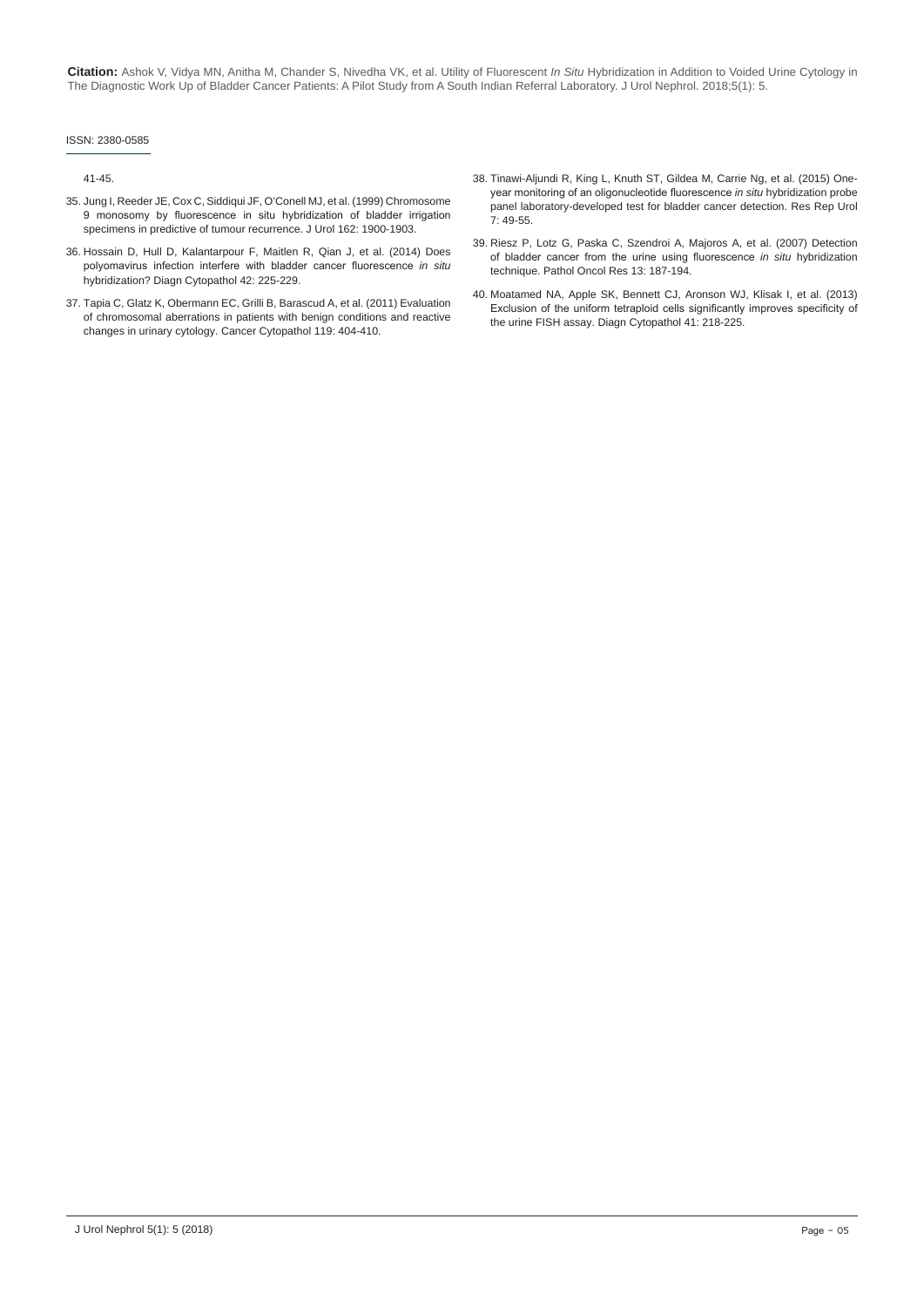41-45.

35. Jung I, Reeder JE, Cox C, Siddiqui JF, O'Conell MJ, et al. (1999) Chromosome 9 monosomy by fluorescence in situ hybridization of bladder irrigation specimens in predictive of tumour recurrence. J Urol 162: 1900-1903.

36. Hossain D, Hull D, Kalantarpour F, Maitlen R, Qian J, et al. (2014) Does polyomavirus infection interfere with bladder cancer fluorescence *in situ* hybridization? Diagn Cytopathol 42: 225-229.

37. Tapia C, Glatz K, Obermann EC, Grilli B, Barascud A, et al. (2011) Evaluation of chromosomal aberrations in patients with benign conditions and reactive changes in urinary cytology. Cancer Cytopathol 119: 404-410.

38. Tinawi-Aljundi R, King L, Knuth ST, Gildea M, Carrie Ng, et al. (2015) One-year monitoring of an oligonucleotide fluorescence *in situ* hybridization probe panel laboratory-developed test for bladder cancer detection. Res Rep Urol 7: 49-55.

39. Riesz P, Lotz G, Paska C, Szendroi A, Majoros A, et al. (2007) Detection of bladder cancer from the urine using fluorescence *in situ* hybridization technique. Pathol Oncol Res 13: 187-194.

40. Moatamed NA, Apple SK, Bennett CJ, Aronson WJ, Klisak I, et al. (2013) Exclusion of the uniform tetraploid cells significantly improves specificity of the urine FISH assay. Diagn Cytopathol 41: 218-225.